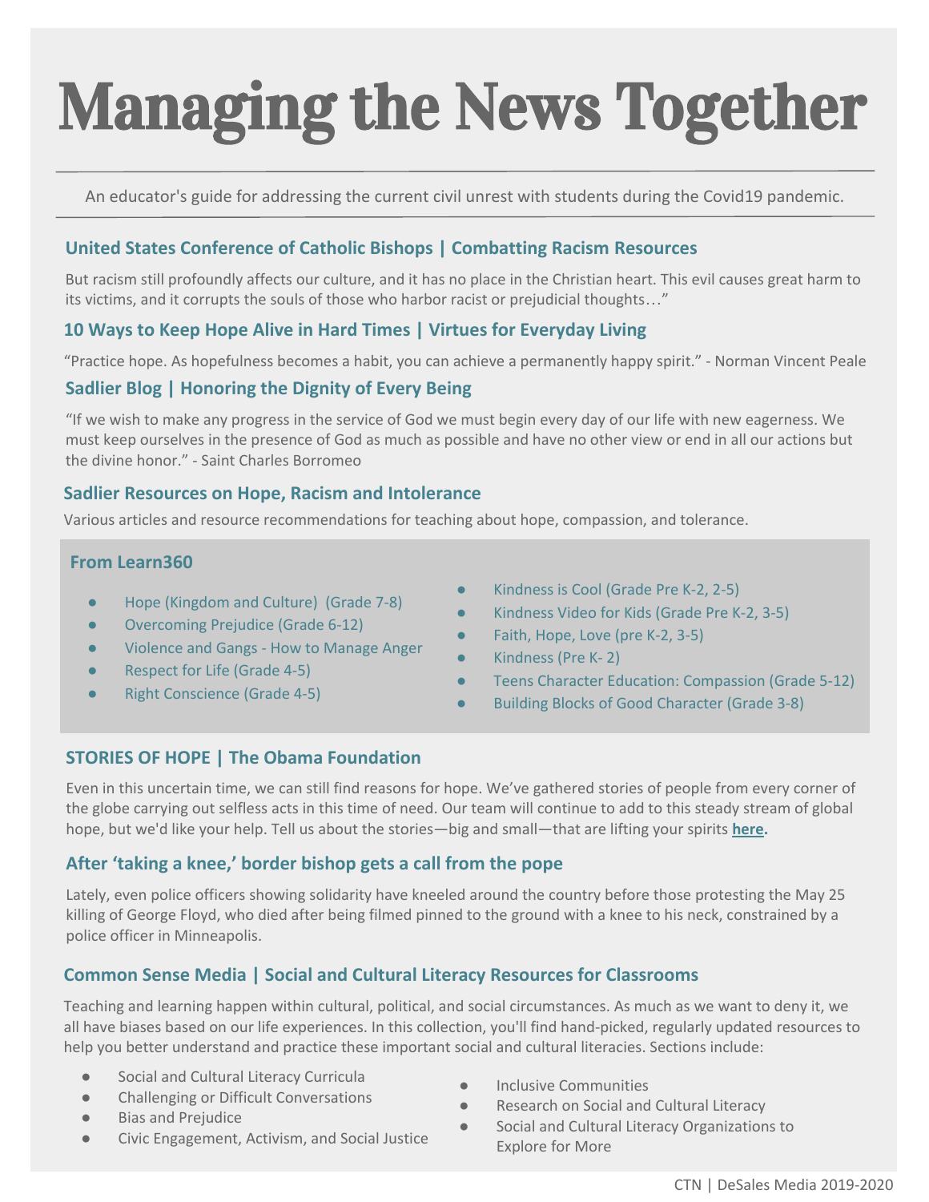# Managing the News Together

An educator's guide for addressing the current civil unrest with students during the Covid19 pandemic.

### United States Conference of Catholic Bishops | Combatting Racism Resources

But racism still profoundly affects our culture, and it has no place in the Christian heart. This evil causes great harm to its victims, and it corrupts the souls of those who harbor racist or prejudicial thoughts…"

### 10 Ways to Keep Hope Alive in Hard Times | Virtues for Everyday Living

"Practice hope. As hopefulness becomes a habit, you can achieve a permanently happy spirit." - Norman Vincent Peale

### Sadlier Blog | Honoring the Dignity of Every Being

"If we wish to make any progress in the service of God we must begin every day of our life with new eagerness. We must keep ourselves in the presence of God as much as possible and have no other view or end in all our actions but the divine honor." - Saint Charles Borromeo

### Sadlier Resources on Hope, Racism and Intolerance

Various articles and resource recommendations for teaching about hope, compassion, and tolerance.

### From Learn360

- Hope (Kingdom and Culture) (Grade 7-8)
- Overcoming Prejudice (Grade 6-12)
- Violence and Gangs - How to Manage Anger
- Respect for Life (Grade 4-5)
- Right Conscience (Grade 4-5)
- Kindness is Cool (Grade Pre K-2, 2-5)
- Kindness Video for Kids (Grade Pre K-2, 3-5)
- Faith, Hope, Love (pre K-2, 3-5)
- Kindness (Pre K- 2)
- Teens Character Education: Compassion (Grade 5-12)
- Building Blocks of Good Character (Grade 3-8)

### STORIES OF HOPE | The Obama Foundation

Even in this uncertain time, we can still find reasons for hope. We've gathered stories of people from every corner of the globe carrying out selfless acts in this time of need. Our team will continue to add to this steady stream of global hope, but we'd like your help. Tell us about the stories—big and small—that are lifting your spirits **here.**

### After 'taking a knee,' border bishop gets a call from the pope

Lately, even police officers showing solidarity have kneeled around the country before those protesting the May 25 killing of George Floyd, who died after being filmed pinned to the ground with a knee to his neck, constrained by a police officer in Minneapolis.

### Common Sense Media | Social and Cultural Literacy Resources for Classrooms

Teaching and learning happen within cultural, political, and social circumstances. As much as we want to deny it, we all have biases based on our life experiences. In this collection, you'll find hand-picked, regularly updated resources to help you better understand and practice these important social and cultural literacies. Sections include:

- Social and Cultural Literacy Curricula
- Challenging or Difficult Conversations
- Bias and Prejudice
- Civic Engagement, Activism, and Social Justice
- Inclusive Communities
- Research on Social and Cultural Literacy
- Social and Cultural Literacy Organizations to Explore for More

CTN | DeSales Media 2019-2020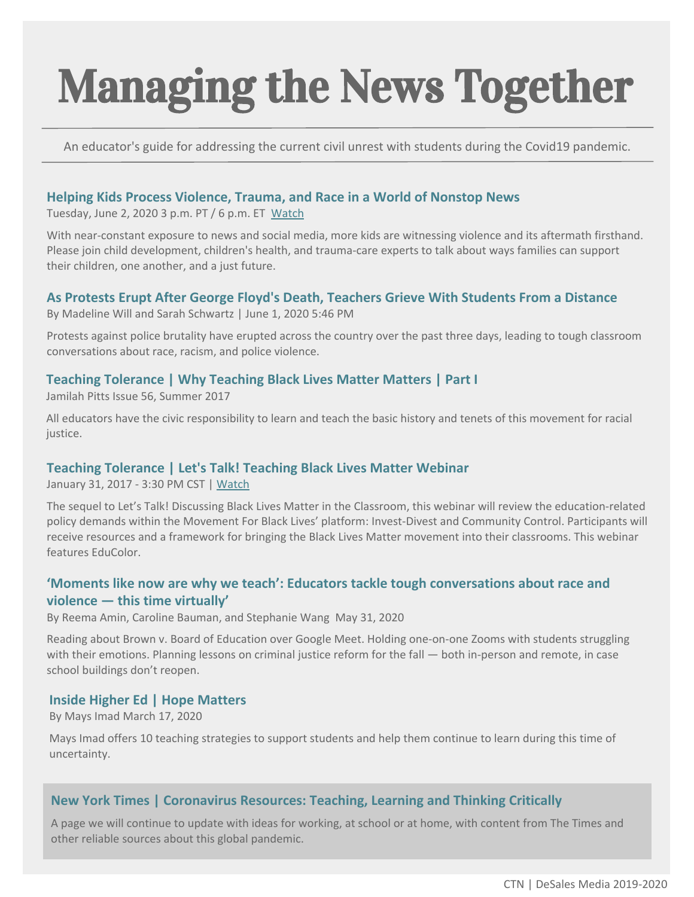# Managing the News Together

An educator's guide for addressing the current civil unrest with students during the Covid19 pandemic.

### Helping Kids Process Violence, Trauma, and Race in a World of Nonstop News

Tuesday, June 2, 2020 3 p.m. PT / 6 p.m. ET  Watch

With near-constant exposure to news and social media, more kids are witnessing violence and its aftermath firsthand. Please join child development, children's health, and trauma-care experts to talk about ways families can support their children, one another, and a just future.

### As Protests Erupt After George Floyd's Death, Teachers Grieve With Students From a Distance

By Madeline Will and Sarah Schwartz | June 1, 2020 5:46 PM

Protests against police brutality have erupted across the country over the past three days, leading to tough classroom conversations about race, racism, and police violence.

### Teaching Tolerance | Why Teaching Black Lives Matter Matters | Part I

Jamilah Pitts Issue 56, Summer 2017

All educators have the civic responsibility to learn and teach the basic history and tenets of this movement for racial justice.

### Teaching Tolerance | Let's Talk! Teaching Black Lives Matter Webinar

January 31, 2017 - 3:30 PM CST | Watch

The sequel to Let's Talk! Discussing Black Lives Matter in the Classroom, this webinar will review the education-related policy demands within the Movement For Black Lives' platform: Invest-Divest and Community Control. Participants will receive resources and a framework for bringing the Black Lives Matter movement into their classrooms. This webinar features EduColor.

### 'Moments like now are why we teach': Educators tackle tough conversations about race and violence — this time virtually'

By Reema Amin, Caroline Bauman, and Stephanie Wang  May 31, 2020

Reading about Brown v. Board of Education over Google Meet. Holding one-on-one Zooms with students struggling with their emotions. Planning lessons on criminal justice reform for the fall — both in-person and remote, in case school buildings don't reopen.

### Inside Higher Ed | Hope Matters

By Mays Imad March 17, 2020

Mays Imad offers 10 teaching strategies to support students and help them continue to learn during this time of uncertainty.

### New York Times | Coronavirus Resources: Teaching, Learning and Thinking Critically

A page we will continue to update with ideas for working, at school or at home, with content from The Times and other reliable sources about this global pandemic.

CTN | DeSales Media 2019-2020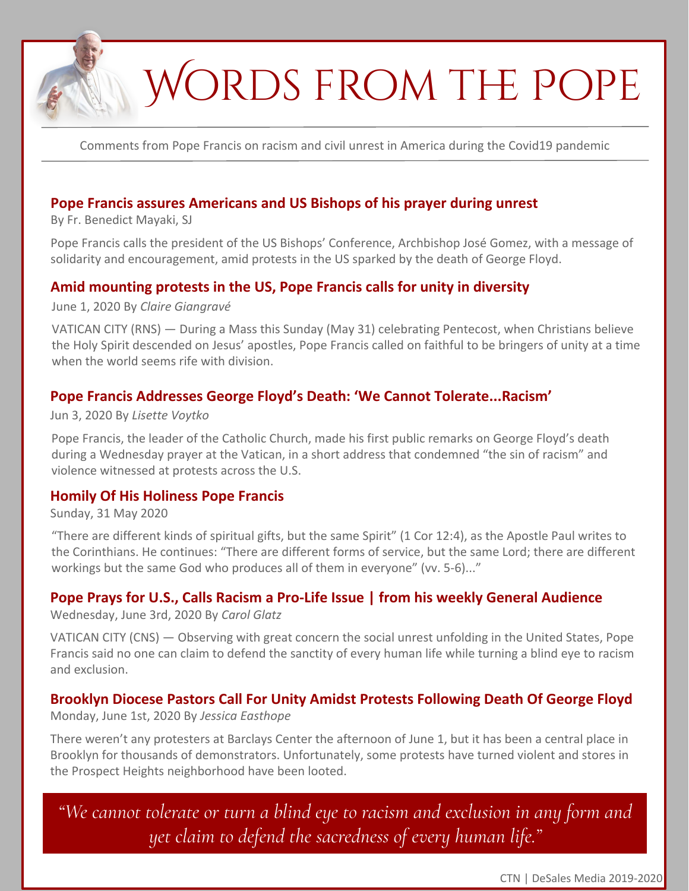# Words from the Pope

Comments from Pope Francis on racism and civil unrest in America during the Covid19 pandemic

## Pope Francis assures Americans and US Bishops of his prayer during unrest

By Fr. Benedict Mayaki, SJ

Pope Francis calls the president of the US Bishops' Conference, Archbishop José Gomez, with a message of solidarity and encouragement, amid protests in the US sparked by the death of George Floyd.

## Amid mounting protests in the US, Pope Francis calls for unity in diversity

June 1, 2020 By *Claire Giangravé*

VATICAN CITY (RNS) — During a Mass this Sunday (May 31) celebrating Pentecost, when Christians believe the Holy Spirit descended on Jesus' apostles, Pope Francis called on faithful to be bringers of unity at a time when the world seems rife with division.

## Pope Francis Addresses George Floyd's Death: 'We Cannot Tolerate...Racism'

Jun 3, 2020 By *Lisette Voytko*

Pope Francis, the leader of the Catholic Church, made his first public remarks on George Floyd's death during a Wednesday prayer at the Vatican, in a short address that condemned "the sin of racism" and violence witnessed at protests across the U.S.

## Homily Of His Holiness Pope Francis

Sunday, 31 May 2020

"There are different kinds of spiritual gifts, but the same Spirit" (1 Cor 12:4), as the Apostle Paul writes to the Corinthians. He continues: "There are different forms of service, but the same Lord; there are different workings but the same God who produces all of them in everyone" (vv. 5-6)..."

## Pope Prays for U.S., Calls Racism a Pro-Life Issue | from his weekly General Audience

Wednesday, June 3rd, 2020 By *Carol Glatz*

VATICAN CITY (CNS) — Observing with great concern the social unrest unfolding in the United States, Pope Francis said no one can claim to defend the sanctity of every human life while turning a blind eye to racism and exclusion.

## Brooklyn Diocese Pastors Call For Unity Amidst Protests Following Death Of George Floyd

Monday, June 1st, 2020 By *Jessica Easthope*

There weren't any protesters at Barclays Center the afternoon of June 1, but it has been a central place in Brooklyn for thousands of demonstrators. Unfortunately, some protests have turned violent and stores in the Prospect Heights neighborhood have been looted.

> *"We cannot tolerate or turn a blind eye to racism and exclusion in any form and yet claim to defend the sacredness of every human life."*

CTN | DeSales Media 2019-2020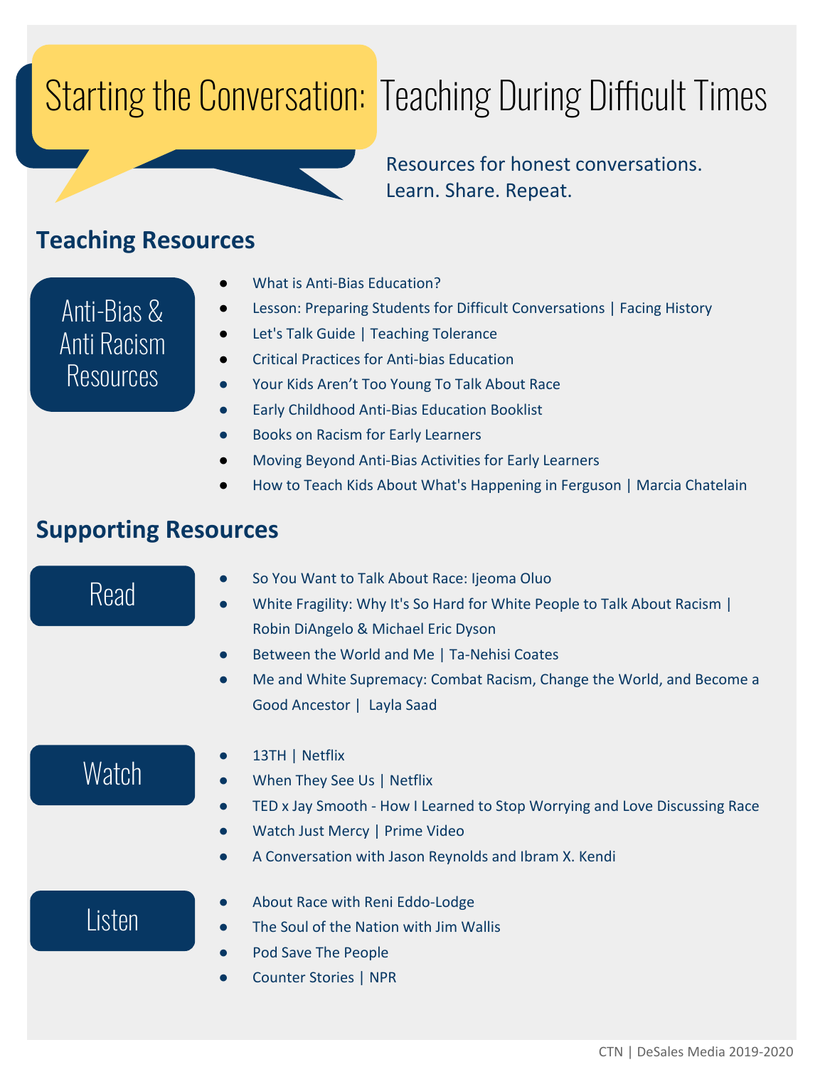# Starting the Conversation: Teaching During Difficult Times

Resources for honest conversations.
Learn. Share. Repeat.

## Teaching Resources

### Anti-Bias & Anti Racism Resources

- What is Anti-Bias Education?
- Lesson: Preparing Students for Difficult Conversations | Facing History
- Let's Talk Guide | Teaching Tolerance
- Critical Practices for Anti-bias Education
- Your Kids Aren't Too Young To Talk About Race
- Early Childhood Anti-Bias Education Booklist
- Books on Racism for Early Learners
- Moving Beyond Anti-Bias Activities for Early Learners
- How to Teach Kids About What's Happening in Ferguson | Marcia Chatelain

## Supporting Resources

### Read

- So You Want to Talk About Race: Ijeoma Oluo
- White Fragility: Why It's So Hard for White People to Talk About Racism | Robin DiAngelo & Michael Eric Dyson
- Between the World and Me | Ta-Nehisi Coates
- Me and White Supremacy: Combat Racism, Change the World, and Become a Good Ancestor | Layla Saad

### Watch

- 13TH | Netflix
- When They See Us | Netflix
- TED x Jay Smooth - How I Learned to Stop Worrying and Love Discussing Race
- Watch Just Mercy | Prime Video
- A Conversation with Jason Reynolds and Ibram X. Kendi

### Listen

- About Race with Reni Eddo-Lodge
- The Soul of the Nation with Jim Wallis
- Pod Save The People
- Counter Stories | NPR

CTN | DeSales Media 2019-2020